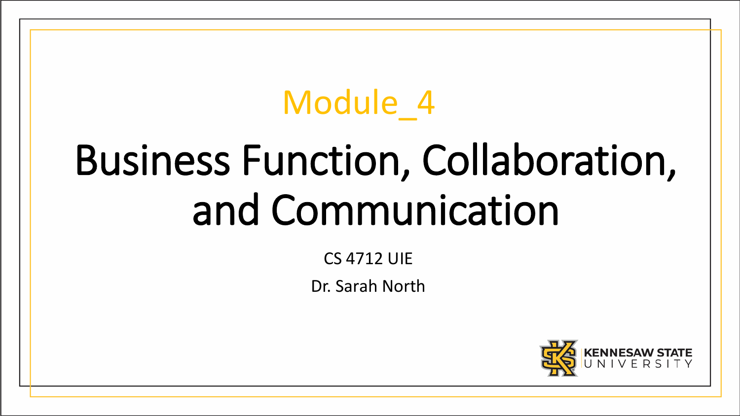Module_4

# Business Function, Collaboration, and Communication

CS 4712 UIE

Dr. Sarah North

KENNESAW STATE UNIVERSITY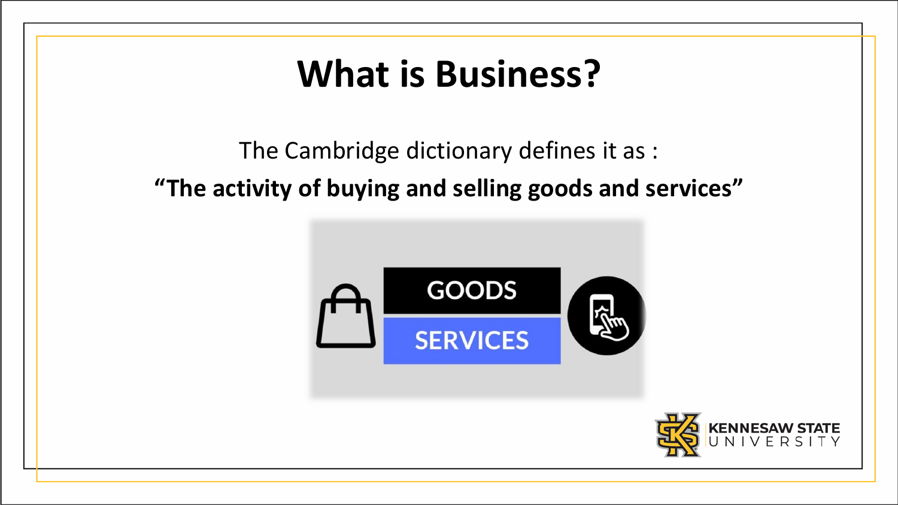# What is Business?

The Cambridge dictionary defines it as :

**“The activity of buying and selling goods and services”**

GOODS

SERVICES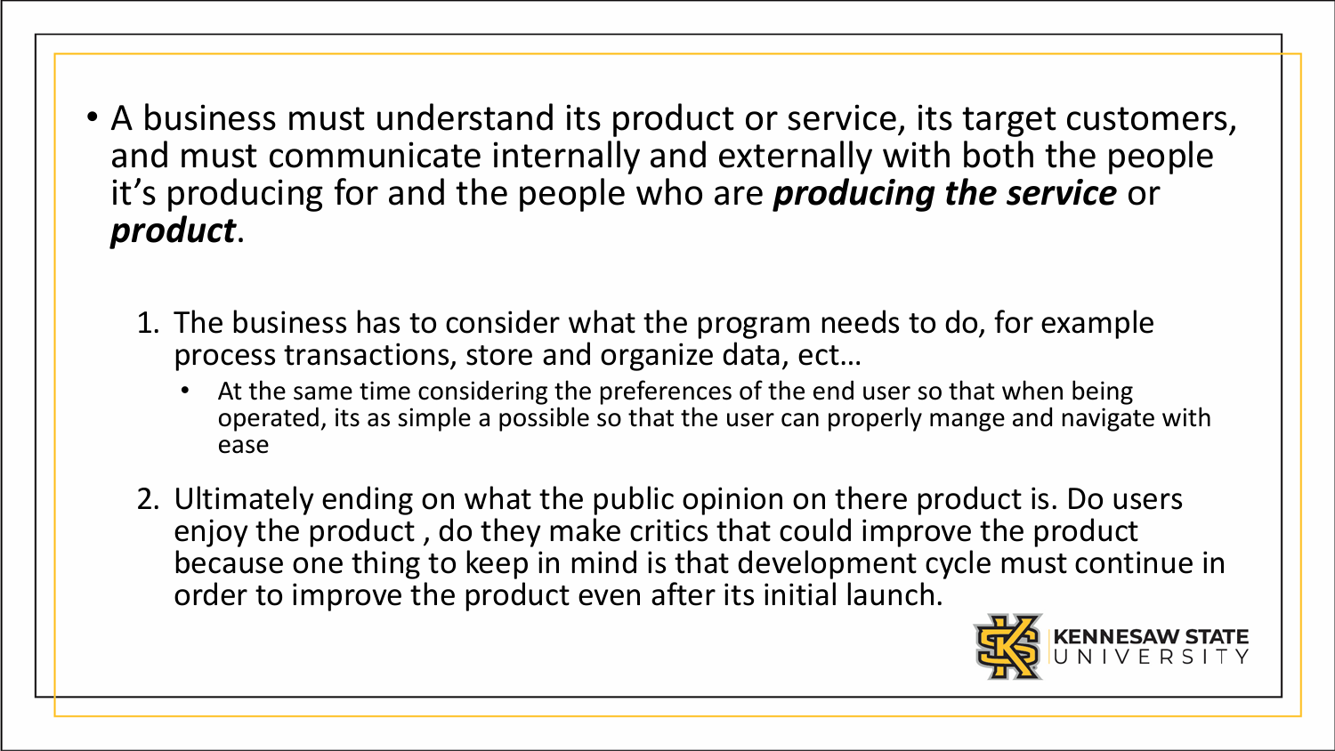- A business must understand its product or service, its target customers, and must communicate internally and externally with both the people it's producing for and the people who are ***producing the service*** or ***product***.

1. The business has to consider what the program needs to do, for example process transactions, store and organize data, ect…
    - At the same time considering the preferences of the end user so that when being operated, its as simple a possible so that the user can properly mange and navigate with ease
2. Ultimately ending on what the public opinion on there product is. Do users enjoy the product , do they make critics that could improve the product because one thing to keep in mind is that development cycle must continue in order to improve the product even after its initial launch.

KENNESAW STATE UNIVERSITY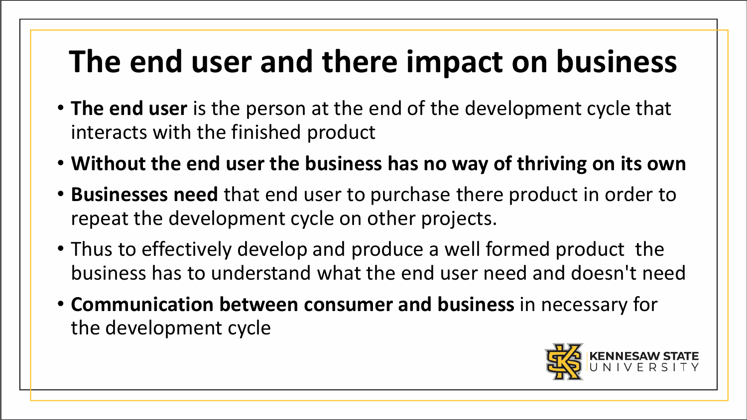# The end user and there impact on business

- **The end user** is the person at the end of the development cycle that interacts with the finished product
- **Without the end user the business has no way of thriving on its own**
- **Businesses need** that end user to purchase there product in order to repeat the development cycle on other projects.
- Thus to effectively develop and produce a well formed product the business has to understand what the end user need and doesn't need
- **Communication between consumer and business** in necessary for the development cycle

KENNESAW STATE UNIVERSITY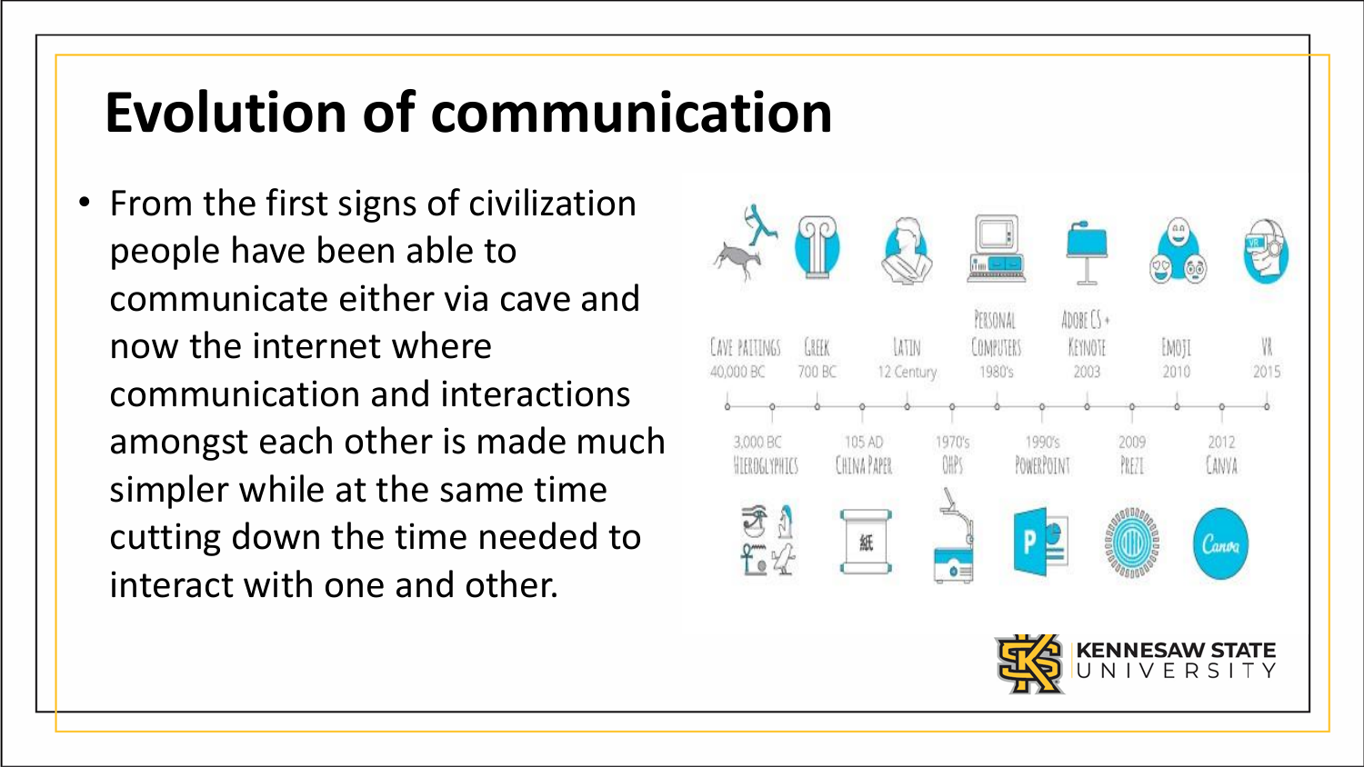# Evolution of communication

- From the first signs of civilization people have been able to communicate either via cave and now the internet where communication and interactions amongst each other is made much simpler while at the same time cutting down the time needed to interact with one and other.

Cave paitings 40,000 BC
Greek 700 BC
Latin 12 Century
Personal Computers 1980's
Adobe CS + Keynote 2003
Emoji 2010
VR 2015

3,000 BC Hieroglyphics
105 AD China Paper
1970's OHPs
1990's PowerPoint
2009 Prezi
2012 Canva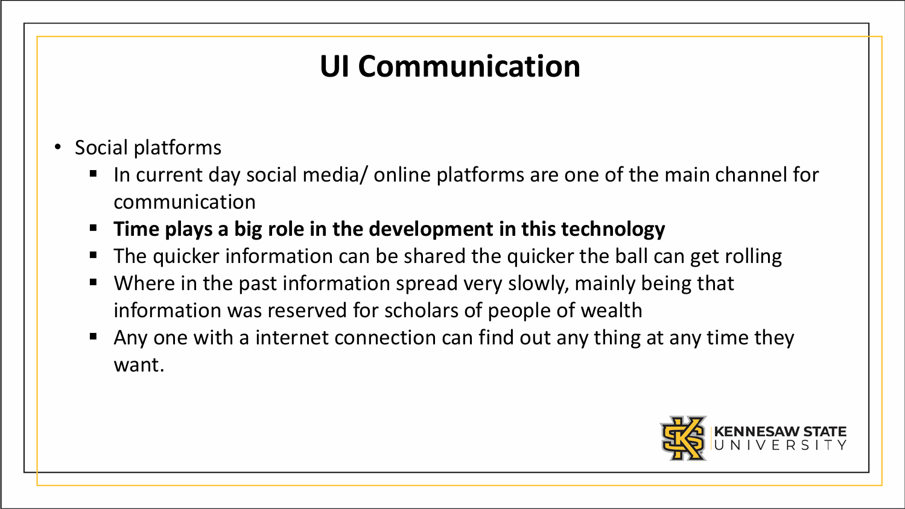# UI Communication

- Social platforms
  - In current day social media/ online platforms are one of the main channel for communication
  - **Time plays a big role in the development in this technology**
  - The quicker information can be shared the quicker the ball can get rolling
  - Where in the past information spread very slowly, mainly being that information was reserved for scholars of people of wealth
  - Any one with a internet connection can find out any thing at any time they want.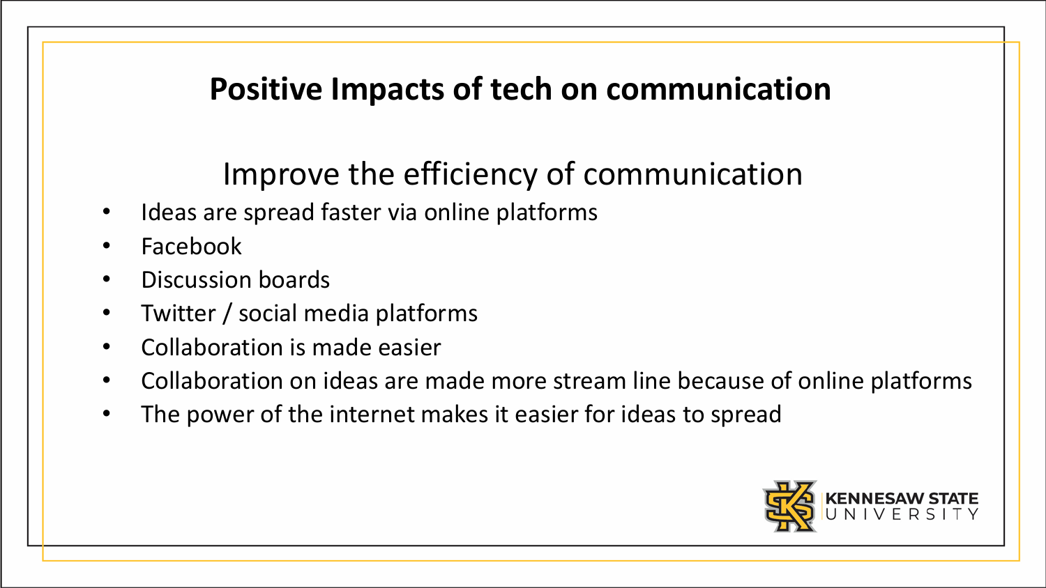# Positive Impacts of tech on communication

## Improve the efficiency of communication

- Ideas are spread faster via online platforms
- Facebook
- Discussion boards
- Twitter / social media platforms
- Collaboration is made easier
- Collaboration on ideas are made more stream line because of online platforms
- The power of the internet makes it easier for ideas to spread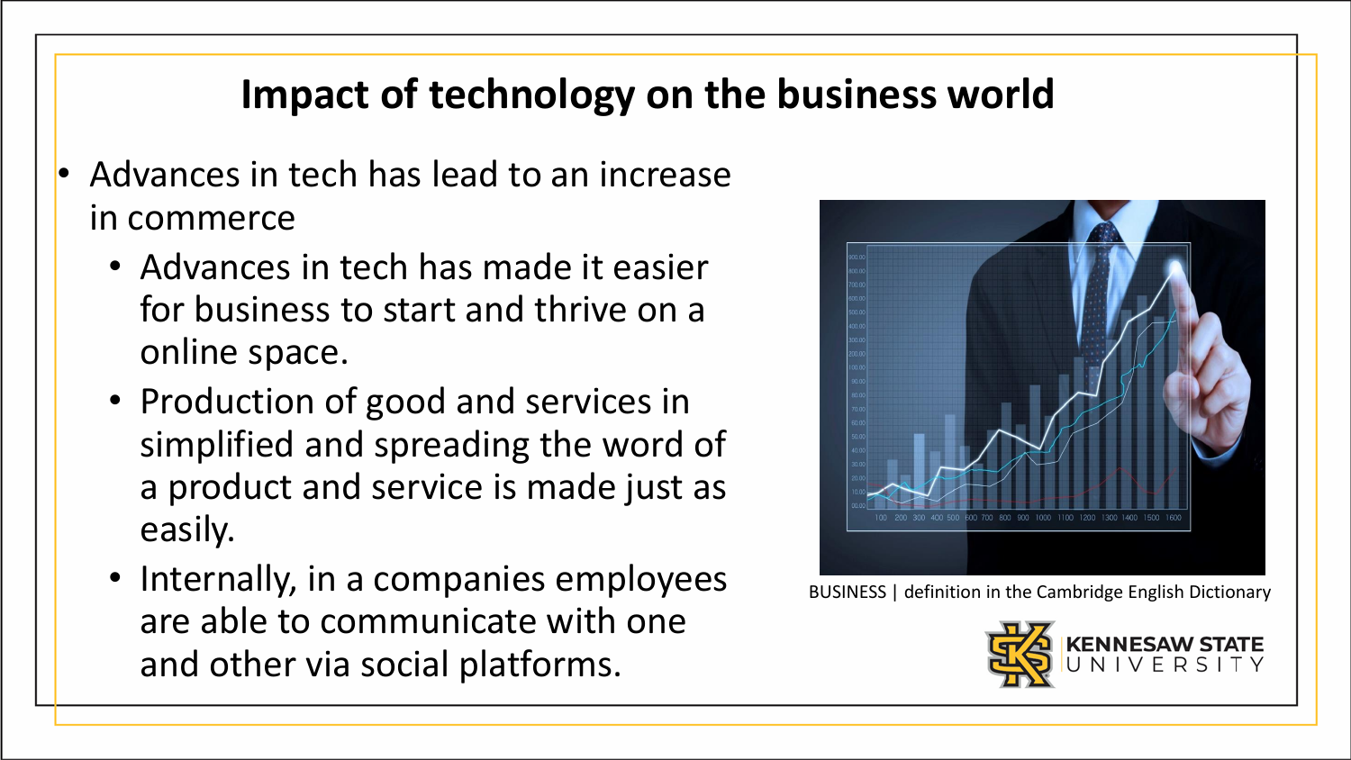# Impact of technology on the business world

- Advances in tech has lead to an increase in commerce
  - Advances in tech has made it easier for business to start and thrive on a online space.
  - Production of good and services in simplified and spreading the word of a product and service is made just as easily.
  - Internally, in a companies employees are able to communicate with one and other via social platforms.

BUSINESS | definition in the Cambridge English Dictionary

KENNESAW STATE UNIVERSITY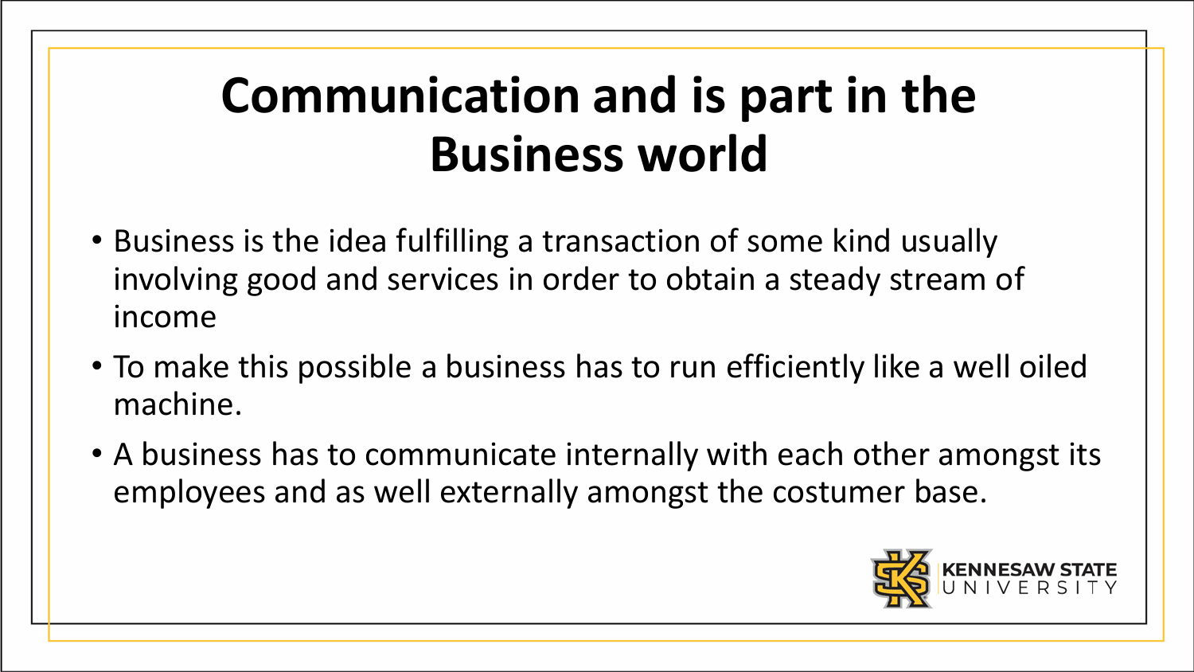# Communication and is part in the Business world

- Business is the idea fulfilling a transaction of some kind usually involving good and services in order to obtain a steady stream of income
- To make this possible a business has to run efficiently like a well oiled machine.
- A business has to communicate internally with each other amongst its employees and as well externally amongst the costumer base.

KENNESAW STATE UNIVERSITY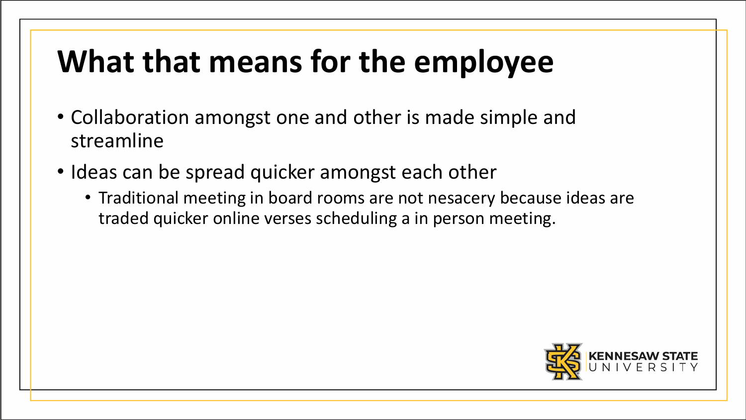# What that means for the employee

- Collaboration amongst one and other is made simple and streamline
- Ideas can be spread quicker amongst each other
  - Traditional meeting in board rooms are not nesacery because ideas are traded quicker online verses scheduling a in person meeting.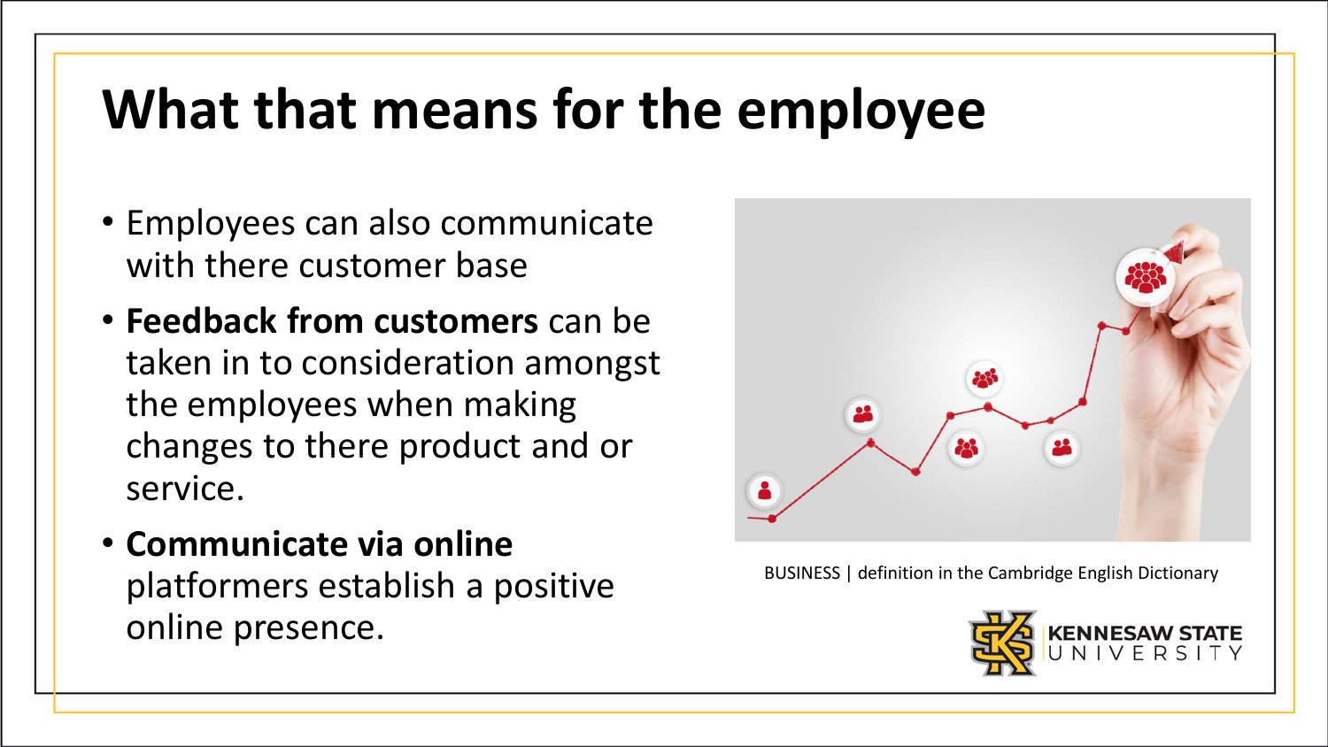# What that means for the employee

- Employees can also communicate with there customer base
- **Feedback from customers** can be taken in to consideration amongst the employees when making changes to there product and or service.
- **Communicate via online** platformers establish a positive online presence.

BUSINESS | definition in the Cambridge English Dictionary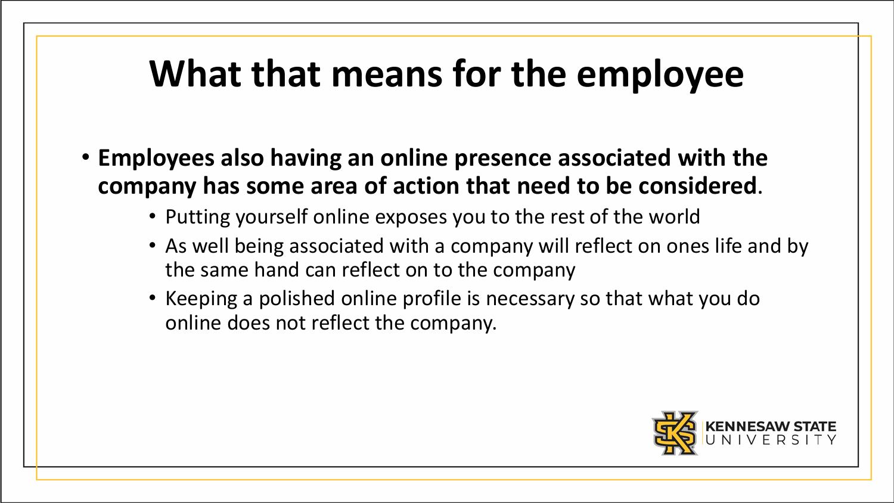# What that means for the employee

- **Employees also having an online presence associated with the company has some area of action that need to be considered**.
  - Putting yourself online exposes you to the rest of the world
  - As well being associated with a company will reflect on ones life and by the same hand can reflect on to the company
  - Keeping a polished online profile is necessary so that what you do online does not reflect the company.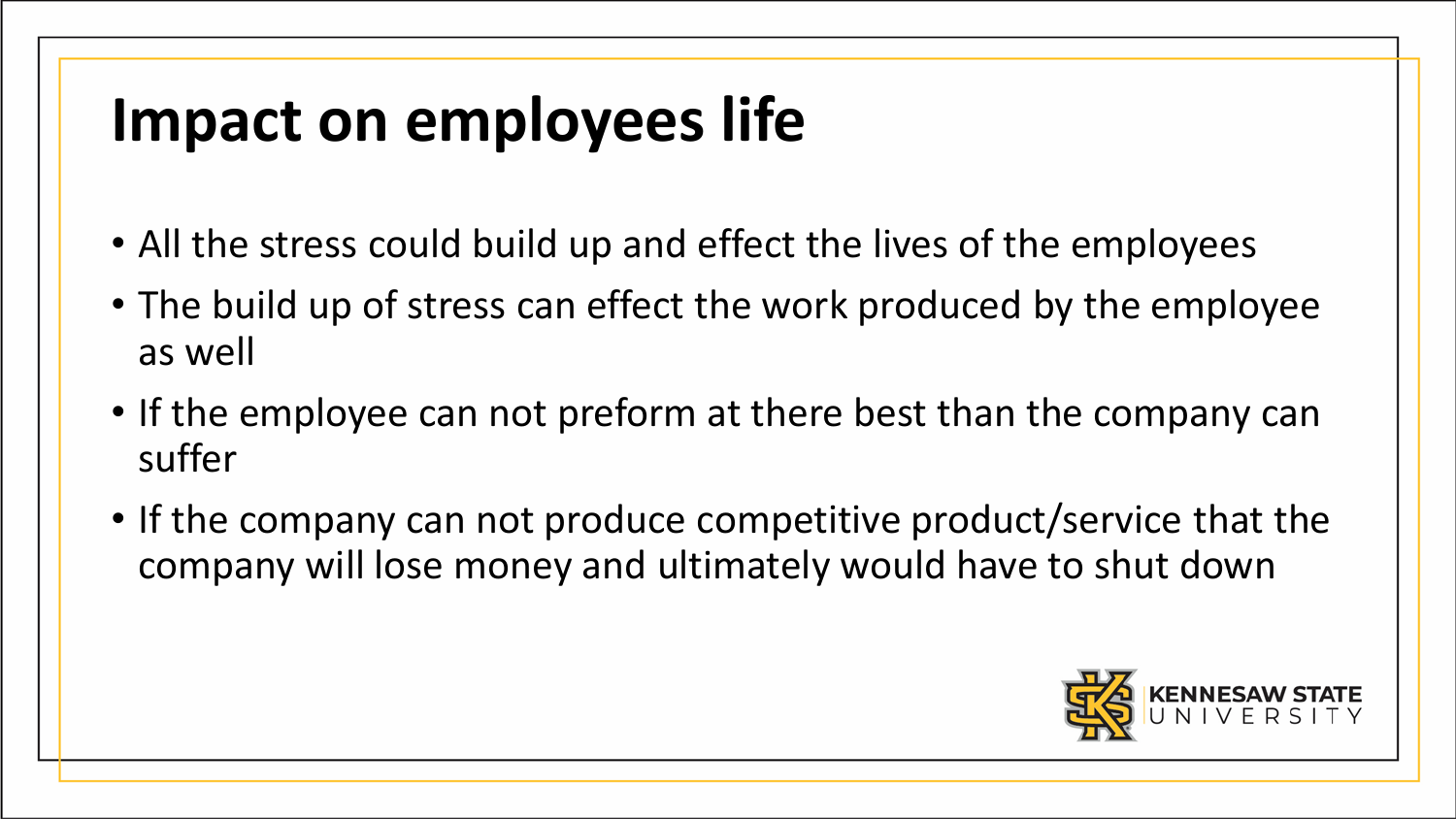# Impact on employees life

- All the stress could build up and effect the lives of the employees
- The build up of stress can effect the work produced by the employee as well
- If the employee can not preform at there best than the company can suffer
- If the company can not produce competitive product/service that the company will lose money and ultimately would have to shut down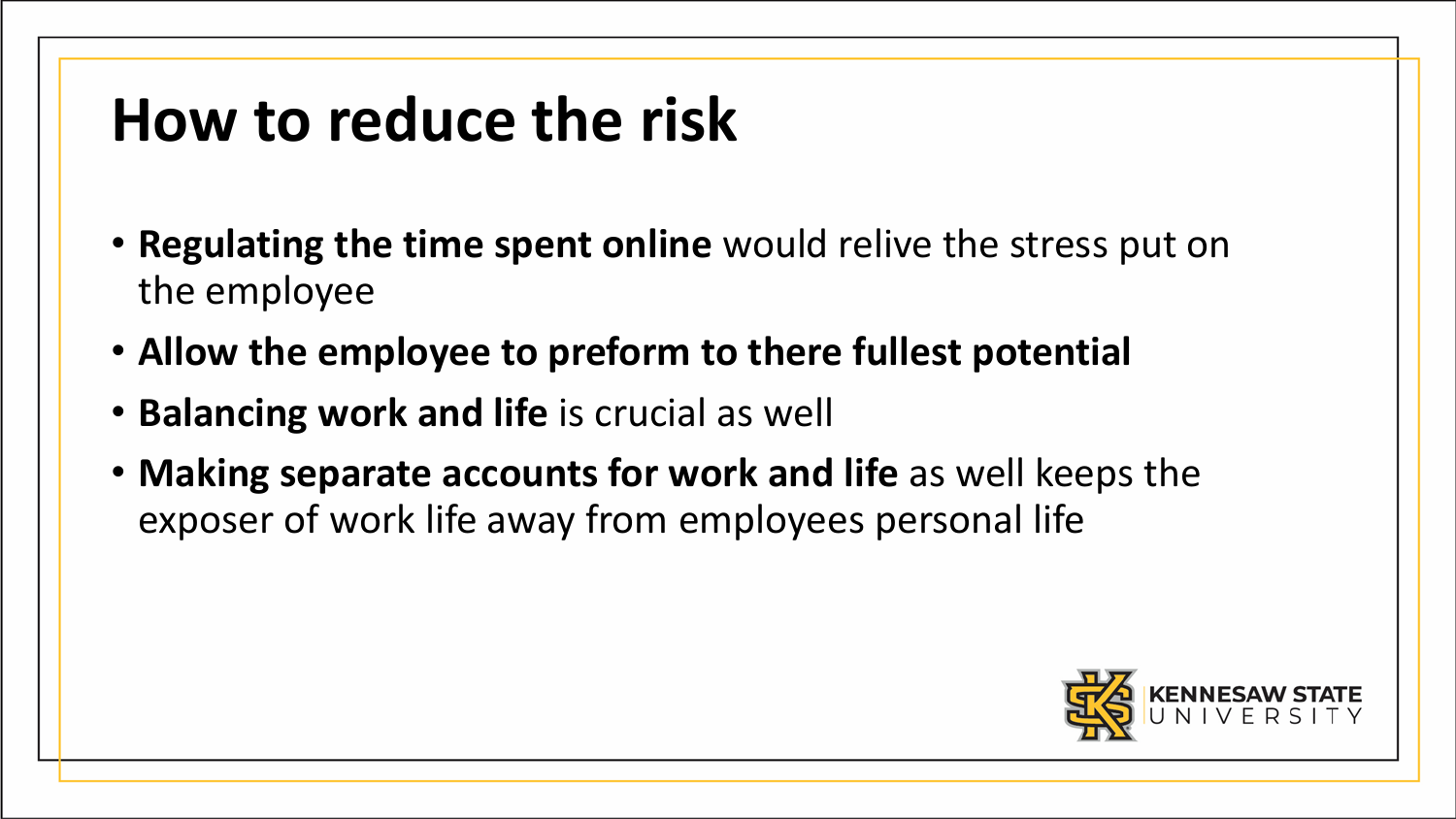# How to reduce the risk

- **Regulating the time spent online** would relive the stress put on the employee
- **Allow the employee to preform to there fullest potential**
- **Balancing work and life** is crucial as well
- **Making separate accounts for work and life** as well keeps the exposer of work life away from employees personal life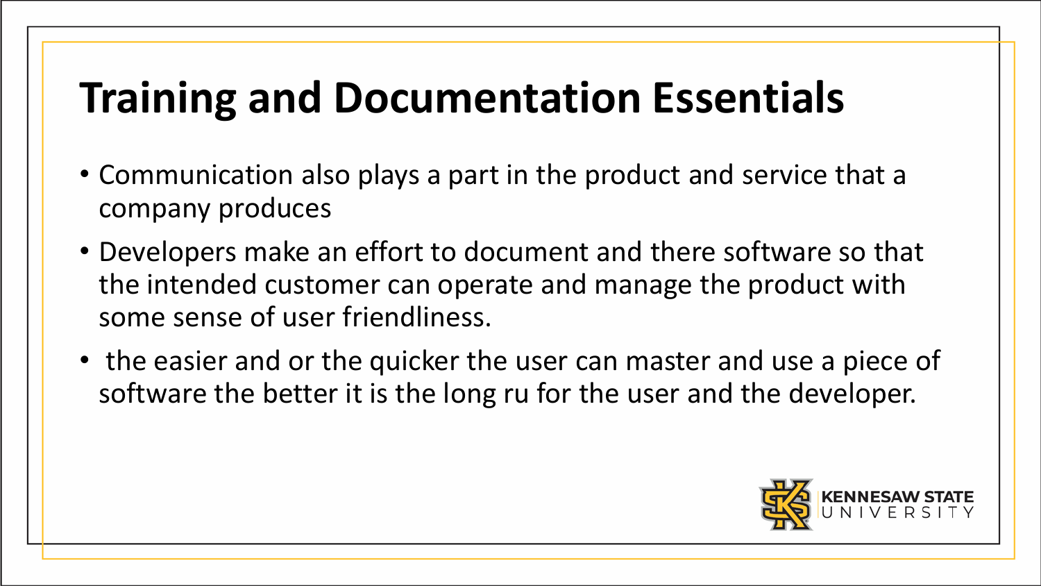# Training and Documentation Essentials

- Communication also plays a part in the product and service that a company produces
- Developers make an effort to document and there software so that the intended customer can operate and manage the product with some sense of user friendliness.
- the easier and or the quicker the user can master and use a piece of software the better it is the long ru for the user and the developer.

KENNESAW STATE UNIVERSITY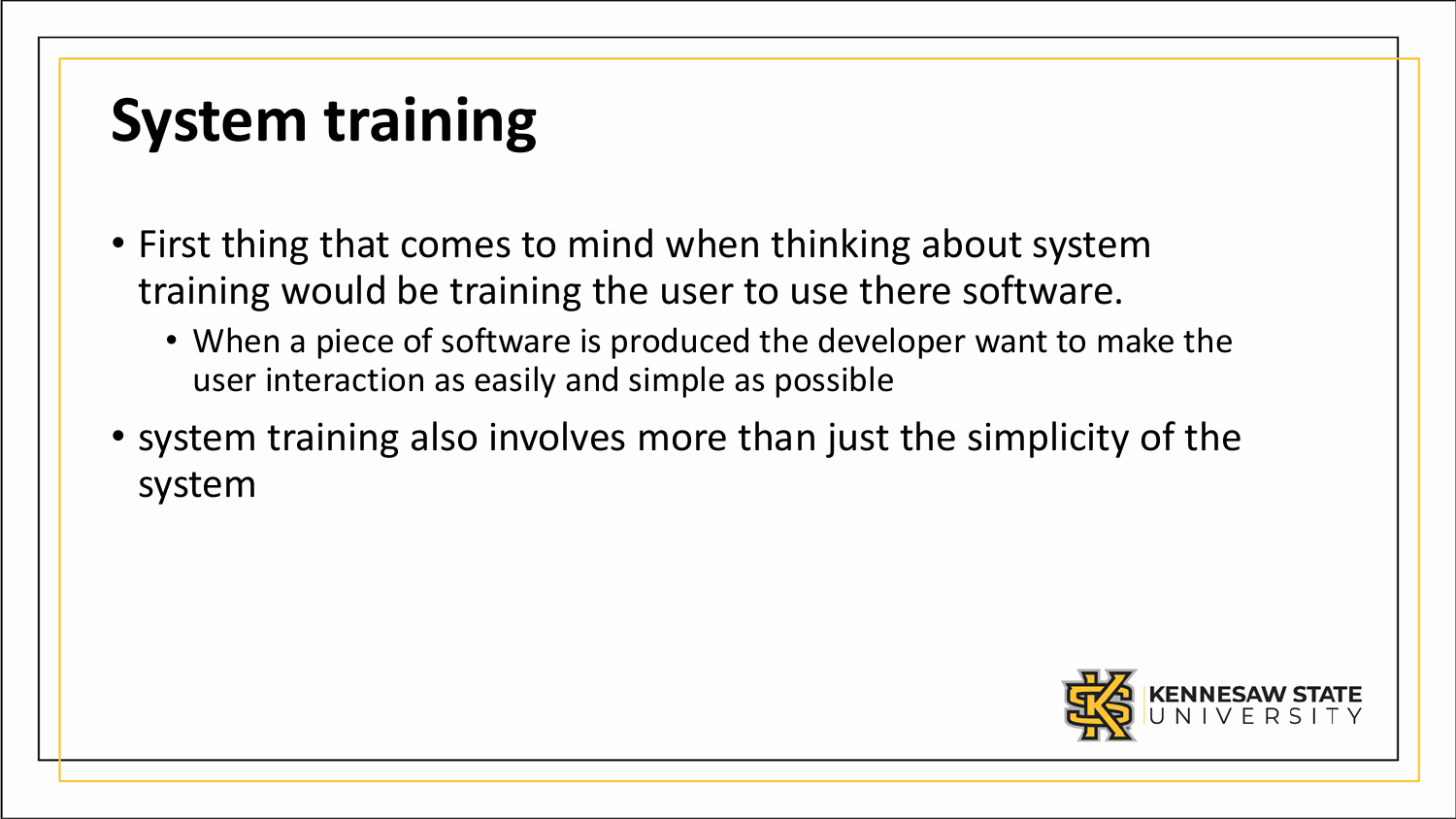# System training

- First thing that comes to mind when thinking about system training would be training the user to use there software.
  - When a piece of software is produced the developer want to make the user interaction as easily and simple as possible
- system training also involves more than just the simplicity of the system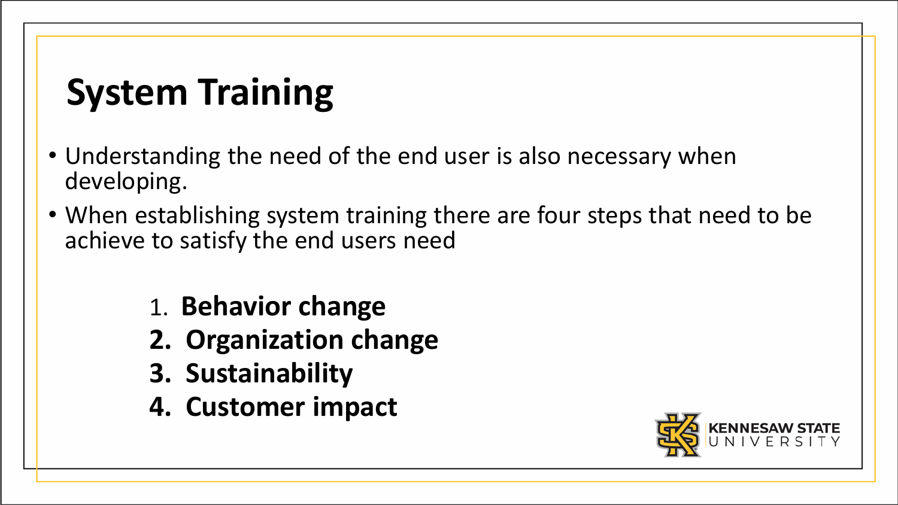# System Training

- Understanding the need of the end user is also necessary when developing.
- When establishing system training there are four steps that need to be achieve to satisfy the end users need

1. **Behavior change**
2. **Organization change**
3. **Sustainability**
4. **Customer impact**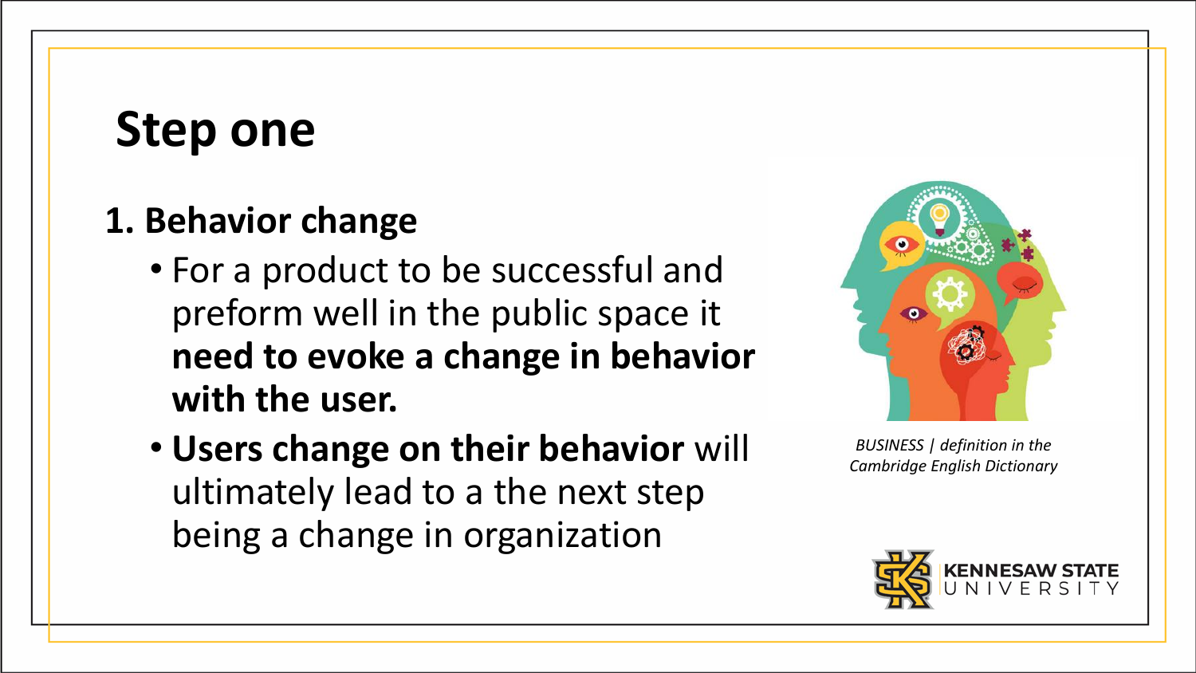# Step one

## 1. Behavior change

- For a product to be successful and preform well in the public space it **need to evoke a change in behavior with the user.**
- **Users change on their behavior** will ultimately lead to a the next step being a change in organization

*BUSINESS | definition in the Cambridge English Dictionary*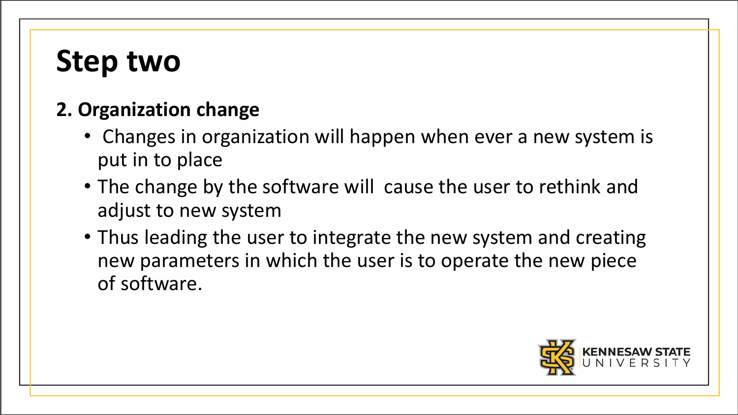# Step two

**2. Organization change**

- Changes in organization will happen when ever a new system is put in to place
- The change by the software will cause the user to rethink and adjust to new system
- Thus leading the user to integrate the new system and creating new parameters in which the user is to operate the new piece of software.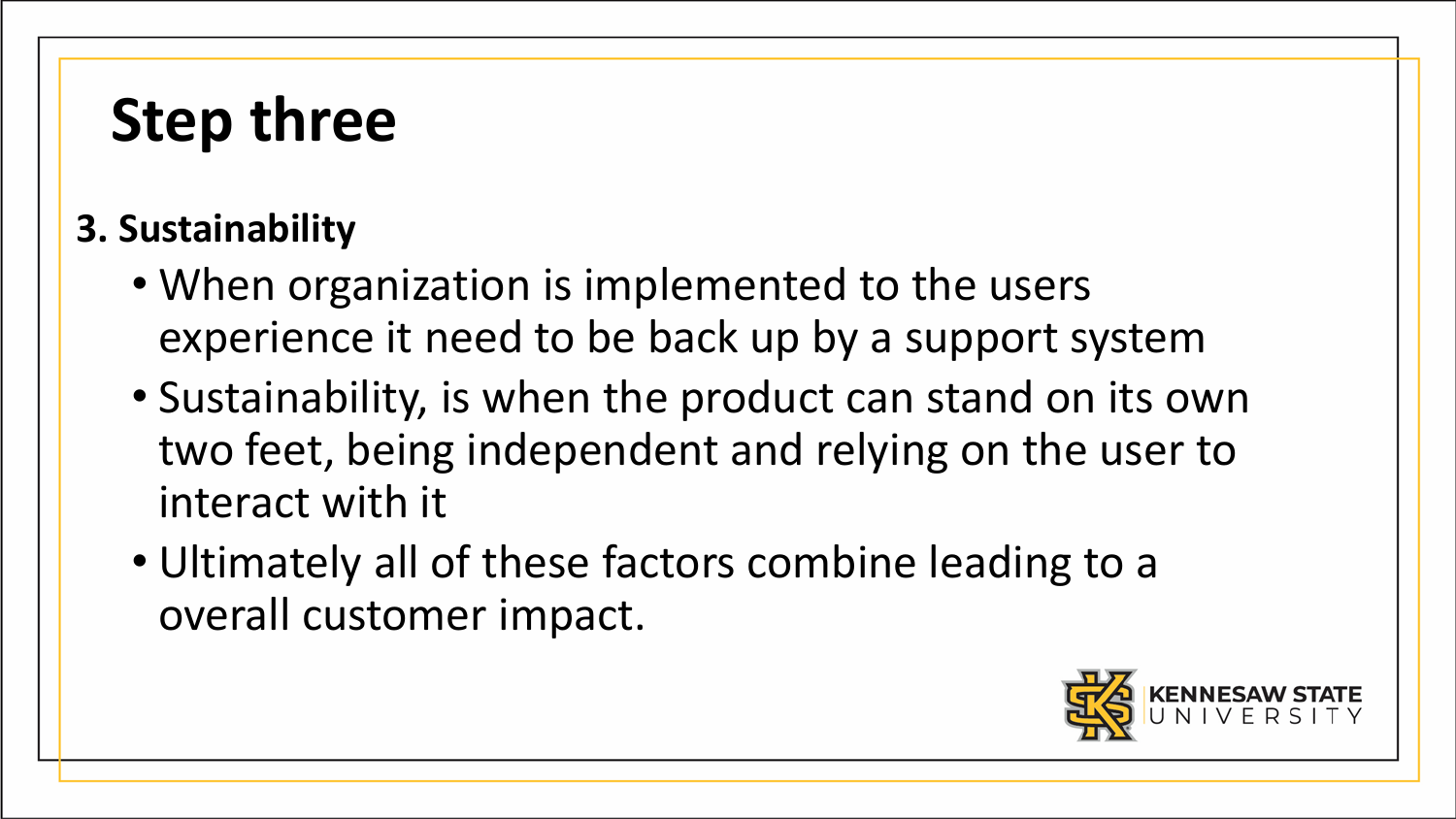# Step three

**3. Sustainability**

- When organization is implemented to the users experience it need to be back up by a support system
- Sustainability, is when the product can stand on its own two feet, being independent and relying on the user to interact with it
- Ultimately all of these factors combine leading to a overall customer impact.

KENNESAW STATE UNIVERSITY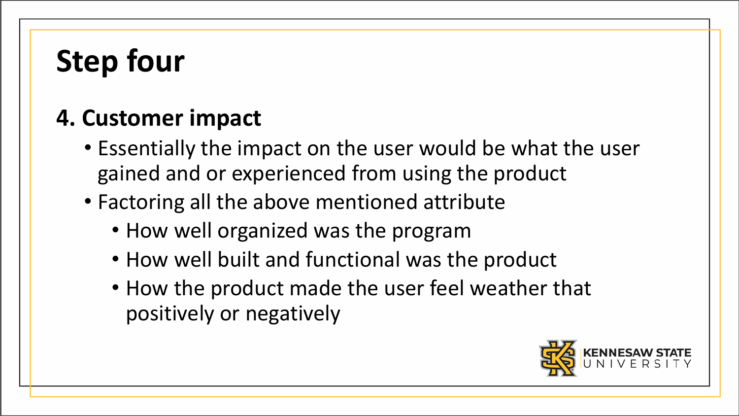# Step four

## 4. Customer impact

- Essentially the impact on the user would be what the user gained and or experienced from using the product
- Factoring all the above mentioned attribute
  - How well organized was the program
  - How well built and functional was the product
  - How the product made the user feel weather that positively or negatively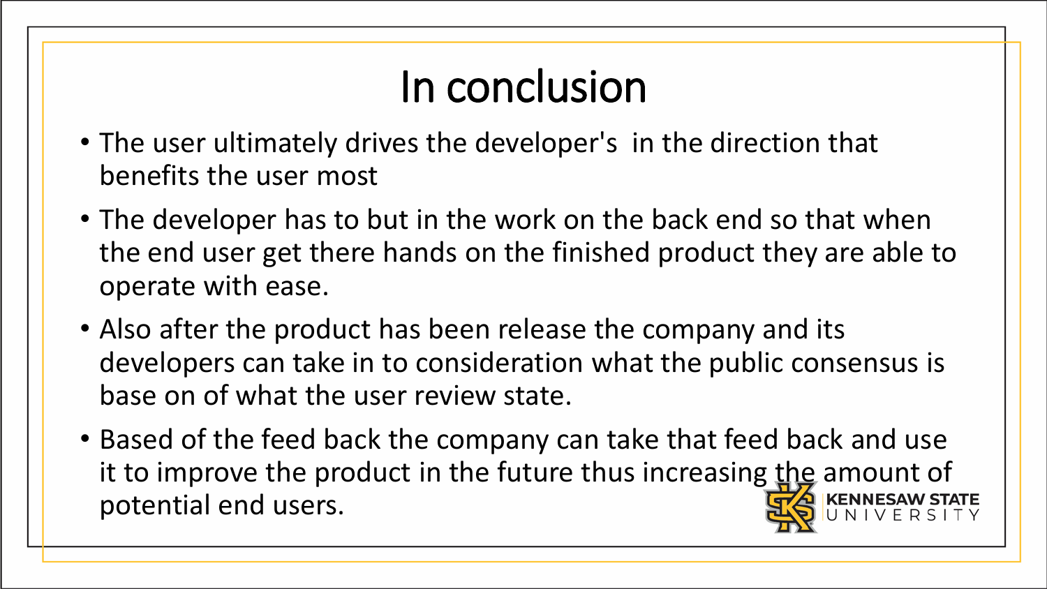# In conclusion

- The user ultimately drives the developer's  in the direction that benefits the user most
- The developer has to but in the work on the back end so that when the end user get there hands on the finished product they are able to operate with ease.
- Also after the product has been release the company and its developers can take in to consideration what the public consensus is base on of what the user review state.
- Based of the feed back the company can take that feed back and use it to improve the product in the future thus increasing the amount of potential end users.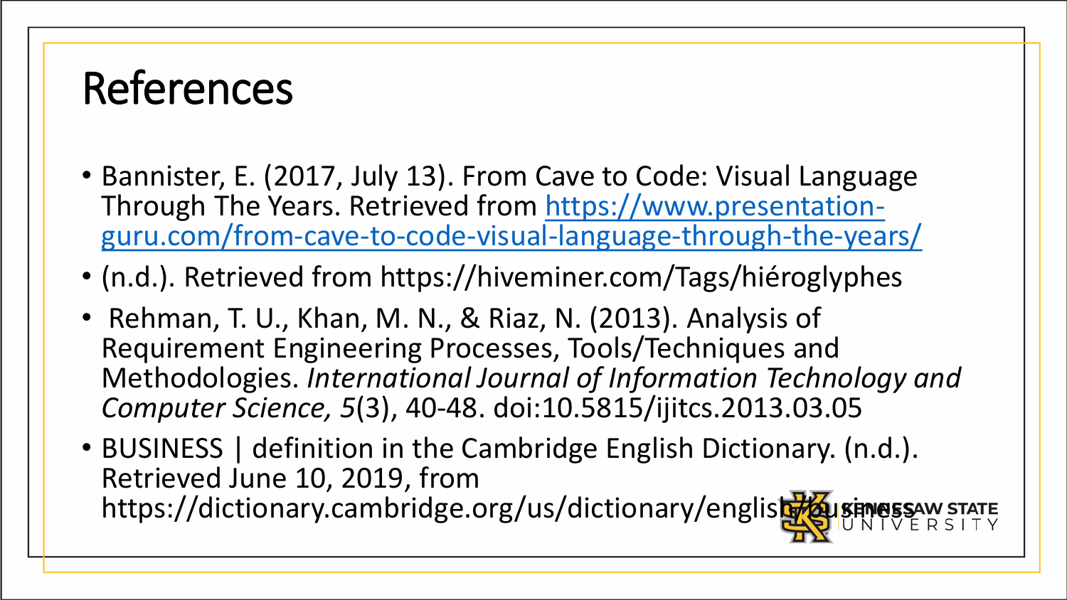# References

- Bannister, E. (2017, July 13). From Cave to Code: Visual Language Through The Years. Retrieved from [https://www.presentation-guru.com/from-cave-to-code-visual-language-through-the-years/](https://www.presentation-guru.com/from-cave-to-code-visual-language-through-the-years/)
- (n.d.). Retrieved from https://hiveminer.com/Tags/hiéroglyphes
- Rehman, T. U., Khan, M. N., & Riaz, N. (2013). Analysis of Requirement Engineering Processes, Tools/Techniques and Methodologies. *International Journal of Information Technology and Computer Science, 5*(3), 40-48. doi:10.5815/ijitcs.2013.03.05
- BUSINESS | definition in the Cambridge English Dictionary. (n.d.). Retrieved June 10, 2019, from https://dictionary.cambridge.org/us/dictionary/english/business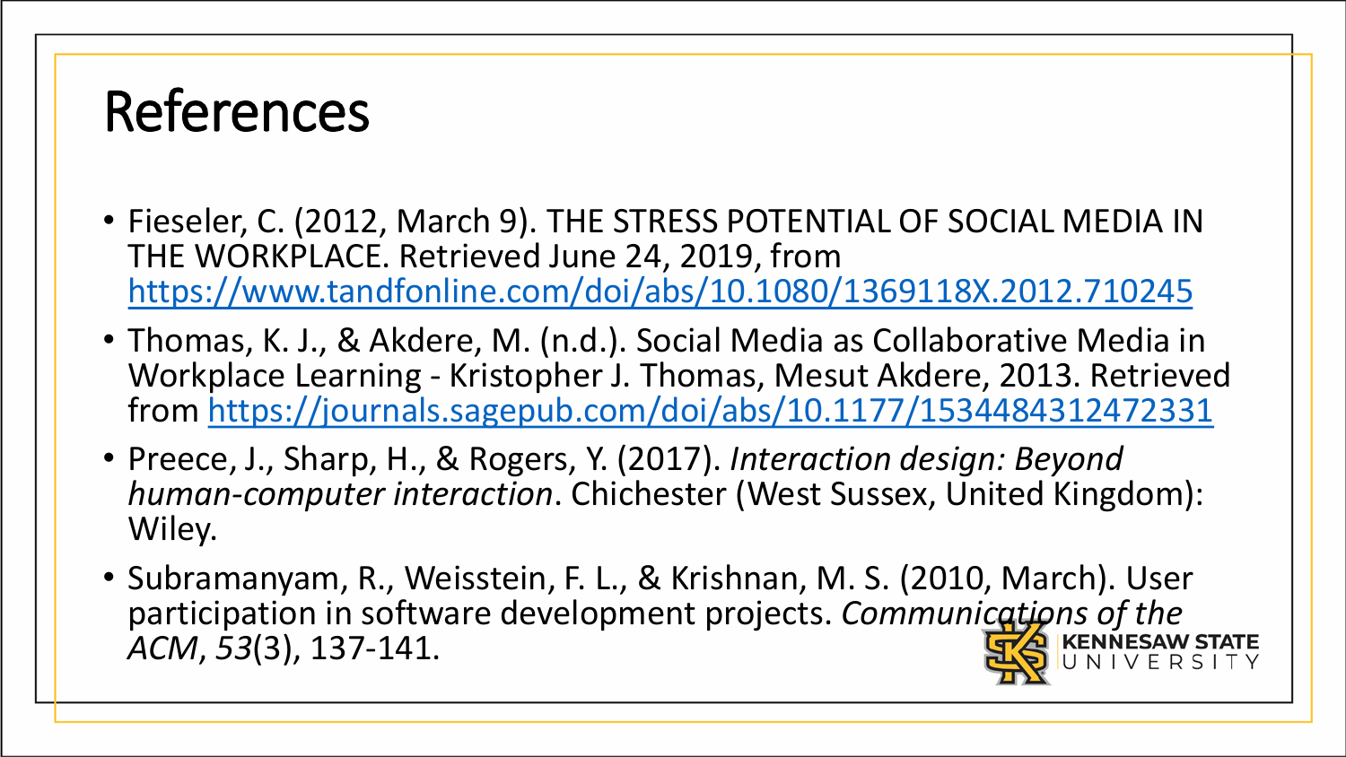# References

- Fieseler, C. (2012, March 9). THE STRESS POTENTIAL OF SOCIAL MEDIA IN THE WORKPLACE. Retrieved June 24, 2019, from https://www.tandfonline.com/doi/abs/10.1080/1369118X.2012.710245
- Thomas, K. J., & Akdere, M. (n.d.). Social Media as Collaborative Media in Workplace Learning - Kristopher J. Thomas, Mesut Akdere, 2013. Retrieved from https://journals.sagepub.com/doi/abs/10.1177/1534484312472331
- Preece, J., Sharp, H., & Rogers, Y. (2017). *Interaction design: Beyond human-computer interaction*. Chichester (West Sussex, United Kingdom): Wiley.
- Subramanyam, R., Weisstein, F. L., & Krishnan, M. S. (2010, March). User participation in software development projects. *Communications of the ACM*, *53*(3), 137-141.

KENNESAW STATE UNIVERSITY